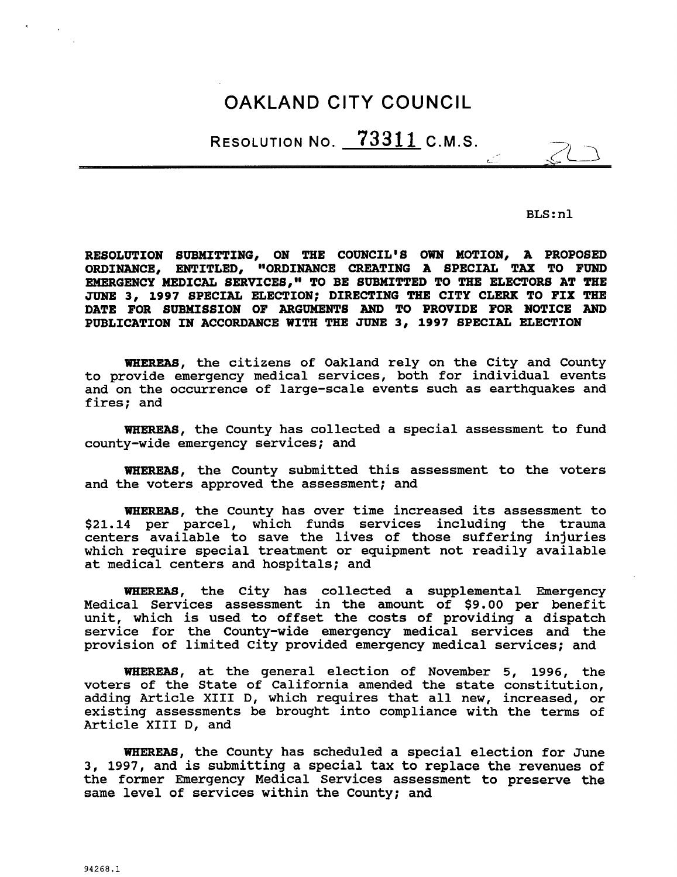# OAKLAND CITY COUNCIL

## RESOLUTION NO. 73311 C.M.S.

BLS:nl

**RESOLUTION SUBMITTING, ON THE COUNCIL'S OWN MOTION, A PROPOSED ORDINANCE, ENTITLED, "ORDINANCE CREATING A SPECIAL TAX TO FUND EMERGENCY MEDICAL SERVICES," TO BE SUBMITTED TO THE ELECTORS AT THE JUNE 3, 1997 SPECIAL ELECTION; DIRECTING THE CITY CLERK TO FIX THE DATE FOR SUBMISSION OF ARGUMENTS AND TO PROVIDE FOR NOTICE AND PUBLICATION IN ACCORDANCE WITH THE JUNE 3, 1997 SPECIAL ELECTION**

**WHEREAS**, the citizens of Oakland rely on the City and County to provide emergency medical services, both for individual events and on the occurrence of large-scale events such as earthquakes and fires; and

**WHEREAS**, the County has collected a special assessment to fund county-wide emergency services; and

**WHEREAS**, the County submitted this assessment to the voters and the voters approved the assessment; and

**WHEREAS**, the County has over time increased its assessment to $21.14 per parcel, which funds services including the trauma centers available to save the lives of those suffering injuries which require special treatment or equipment not readily available at medical centers and hospitals; and

**WHEREAS**, the City has collected a supplemental Emergency Medical Services assessment in the amount of $9.00 per benefit unit, which is used to offset the costs of providing a dispatch service for the County-wide emergency medical services and the provision of limited City provided emergency medical services; and

**WHEREAS**, at the general election of November 5, 1996, the voters of the State of California amended the state constitution, adding Article XIII D, which requires that all new, increased, or existing assessments be brought into compliance with the terms of Article XIII D, and

**WHEREAS**, the County has scheduled a special election for June 3, 1997, and is submitting a special tax to replace the revenues of the former Emergency Medical Services assessment to preserve the same level of services within the County; and

94268.1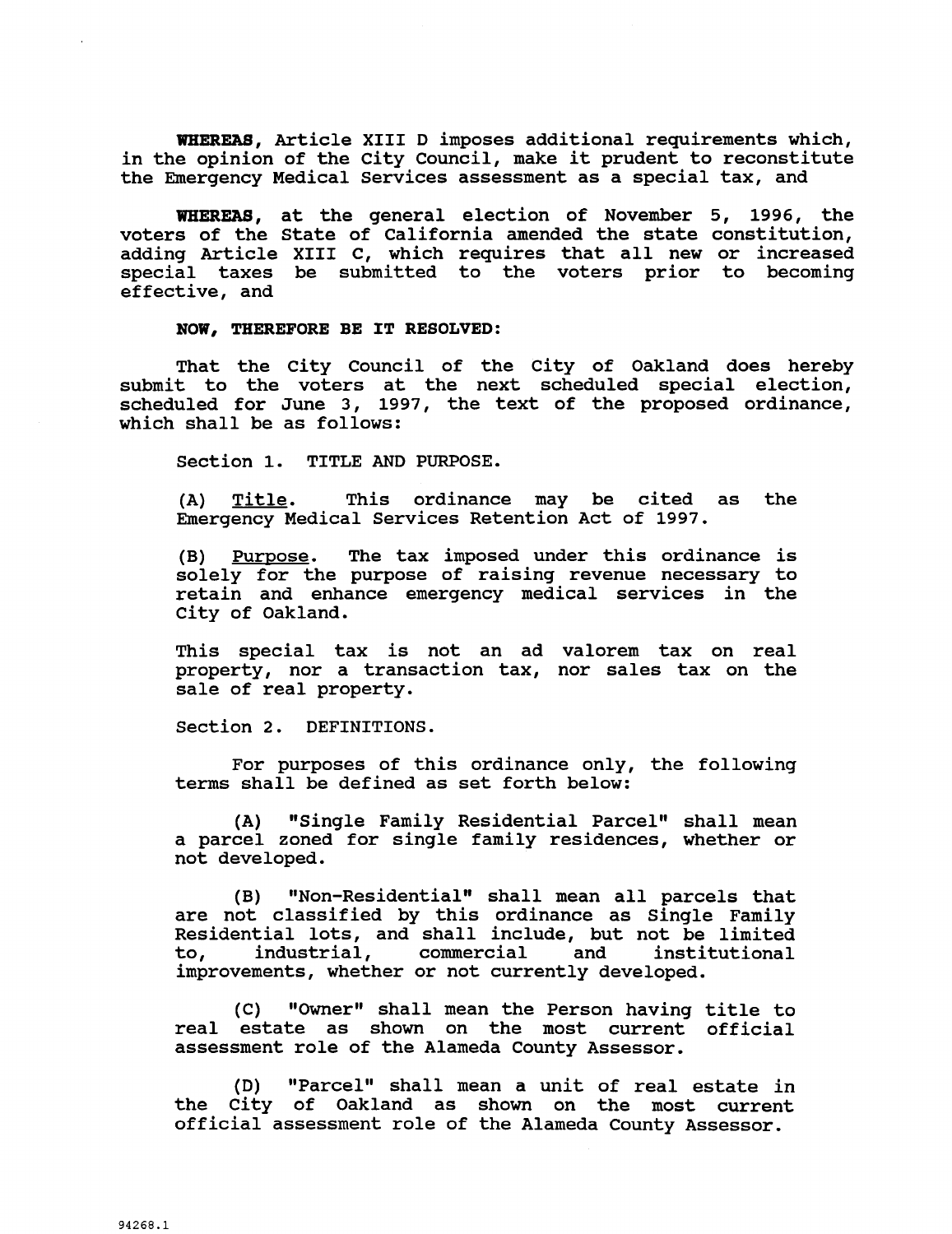**WHEREAS**, Article XIII D imposes additional requirements which, in the opinion of the City Council, make it prudent to reconstitute the Emergency Medical Services assessment as a special tax, and

**WHEREAS**, at the general election of November 5, 1996, the voters of the State of California amended the state constitution, adding Article XIII C, which requires that all new or increased special taxes be submitted to the voters prior to becoming effective, and

**NOW, THEREFORE BE IT RESOLVED:**

That the City Council of the City of Oakland does hereby submit to the voters at the next scheduled special election, scheduled for June 3, 1997, the text of the proposed ordinance, which shall be as follows:

Section 1. TITLE AND PURPOSE.

(A) Title. This ordinance may be cited as the Emergency Medical Services Retention Act of 1997.

(B) Purpose. The tax imposed under this ordinance is solely for the purpose of raising revenue necessary to retain and enhance emergency medical services in the City of Oakland.

This special tax is not an ad valorem tax on real property, nor a transaction tax, nor sales tax on the sale of real property.

Section 2. DEFINITIONS.

For purposes of this ordinance only, the following terms shall be defined as set forth below:

(A) "Single Family Residential Parcel" shall mean a parcel zoned for single family residences, whether or not developed.

(B) "Non-Residential" shall mean all parcels that are not classified by this ordinance as Single Family Residential lots, and shall include, but not be limited to, industrial, commercial and institutional improvements, whether or not currently developed.

(C) "Owner" shall mean the Person having title to real estate as shown on the most current official assessment role of the Alameda County Assessor.

(D) "Parcel" shall mean a unit of real estate in the City of Oakland as shown on the most current official assessment role of the Alameda County Assessor.

94268.1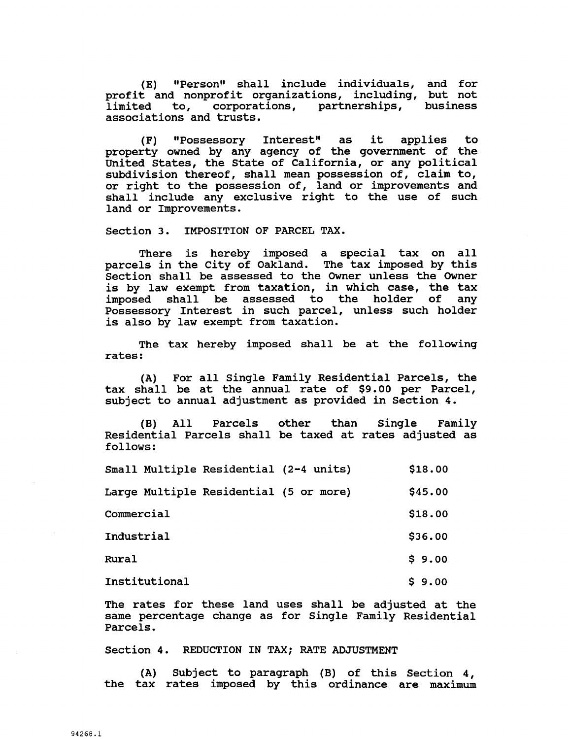(E) "Person" shall include individuals, and for profit and nonprofit organizations, including, but not limited to, corporations, partnerships, business associations and trusts.

(F) "Possessory Interest" as it applies to property owned by any agency of the government of the United States, the State of California, or any political subdivision thereof, shall mean possession of, claim to, or right to the possession of, land or improvements and shall include any exclusive right to the use of such land or Improvements.

Section 3. IMPOSITION OF PARCEL TAX.

There is hereby imposed a special tax on all parcels in the City of Oakland. The tax imposed by this Section shall be assessed to the Owner unless the Owner is by law exempt from taxation, in which case, the tax imposed shall be assessed to the holder of any Possessory Interest in such parcel, unless such holder is also by law exempt from taxation.

The tax hereby imposed shall be at the following rates:

(A) For all Single Family Residential Parcels, the tax shall be at the annual rate of $9.00 per Parcel, subject to annual adjustment as provided in Section 4.

(B) All Parcels other than Single Family Residential Parcels shall be taxed at rates adjusted as follows:

| | |
|---|---|
| Small Multiple Residential (2-4 units) | $18.00 |
| Large Multiple Residential (5 or more) | $45.00 |
| Commercial | $18.00 |
| Industrial | $36.00 |
| Rural | $ 9.00 |
| Institutional | $ 9.00 |

The rates for these land uses shall be adjusted at the same percentage change as for Single Family Residential Parcels.

Section 4. REDUCTION IN TAX; RATE ADJUSTMENT

(A) Subject to paragraph (B) of this Section 4, the tax rates imposed by this ordinance are maximum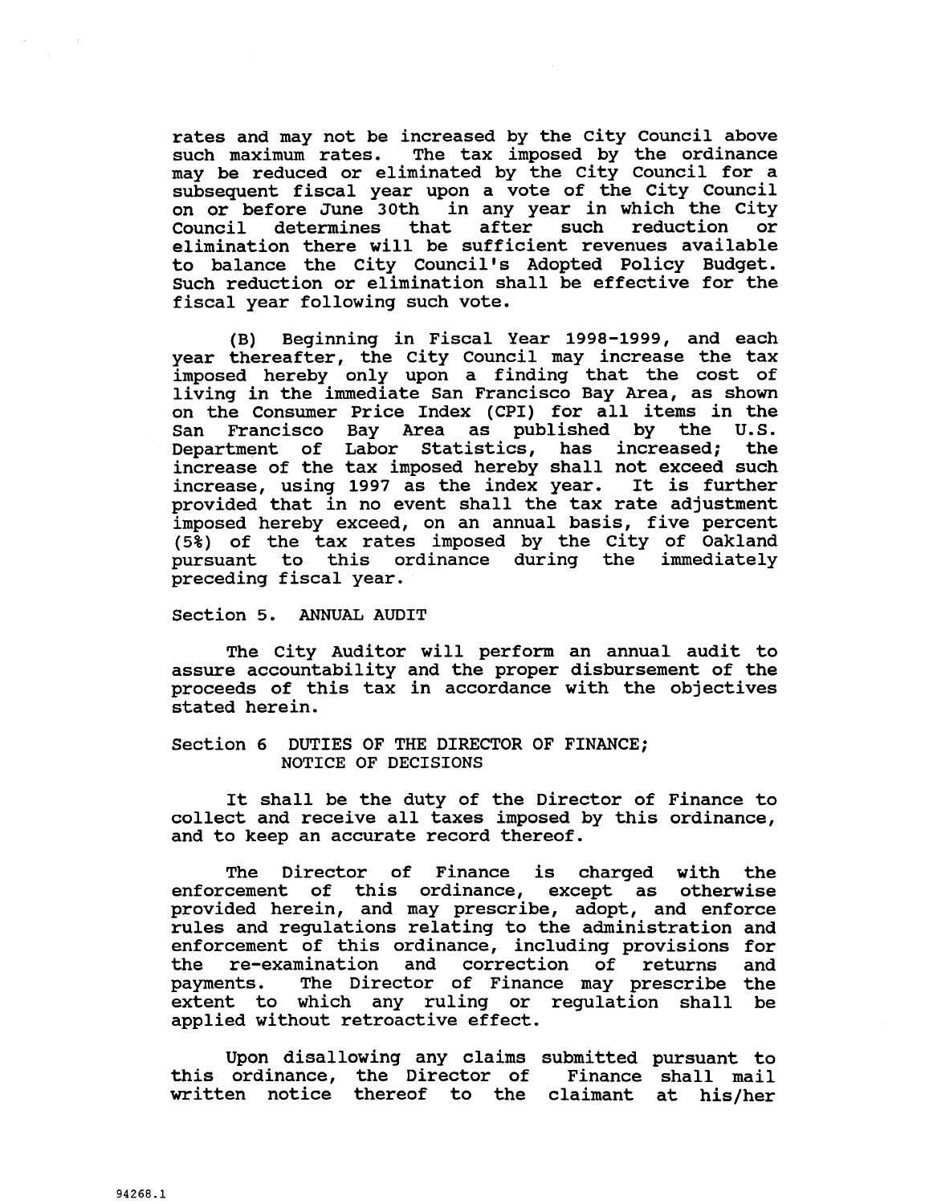rates and may not be increased by the City Council above such maximum rates. The tax imposed by the ordinance may be reduced or eliminated by the City Council for a subsequent fiscal year upon a vote of the City Council on or before June 30th in any year in which the City Council determines that after such reduction or elimination there will be sufficient revenues available to balance the City Council's Adopted Policy Budget. Such reduction or elimination shall be effective for the fiscal year following such vote.

(B) Beginning in Fiscal Year 1998-1999, and each year thereafter, the City Council may increase the tax imposed hereby only upon a finding that the cost of living in the immediate San Francisco Bay Area, as shown on the Consumer Price Index (CPI) for all items in the San Francisco Bay Area as published by the U.S. Department of Labor Statistics, has increased; the increase of the tax imposed hereby shall not exceed such increase, using 1997 as the index year. It is further provided that in no event shall the tax rate adjustment imposed hereby exceed, on an annual basis, five percent (5%) of the tax rates imposed by the City of Oakland pursuant to this ordinance during the immediately preceding fiscal year.

Section 5. ANNUAL AUDIT

The City Auditor will perform an annual audit to assure accountability and the proper disbursement of the proceeds of this tax in accordance with the objectives stated herein.

Section 6 DUTIES OF THE DIRECTOR OF FINANCE; NOTICE OF DECISIONS

It shall be the duty of the Director of Finance to collect and receive all taxes imposed by this ordinance, and to keep an accurate record thereof.

The Director of Finance is charged with the enforcement of this ordinance, except as otherwise provided herein, and may prescribe, adopt, and enforce rules and regulations relating to the administration and enforcement of this ordinance, including provisions for the re-examination and correction of returns and payments. The Director of Finance may prescribe the extent to which any ruling or regulation shall be applied without retroactive effect.

Upon disallowing any claims submitted pursuant to this ordinance, the Director of Finance shall mail written notice thereof to the claimant at his/her

94268.1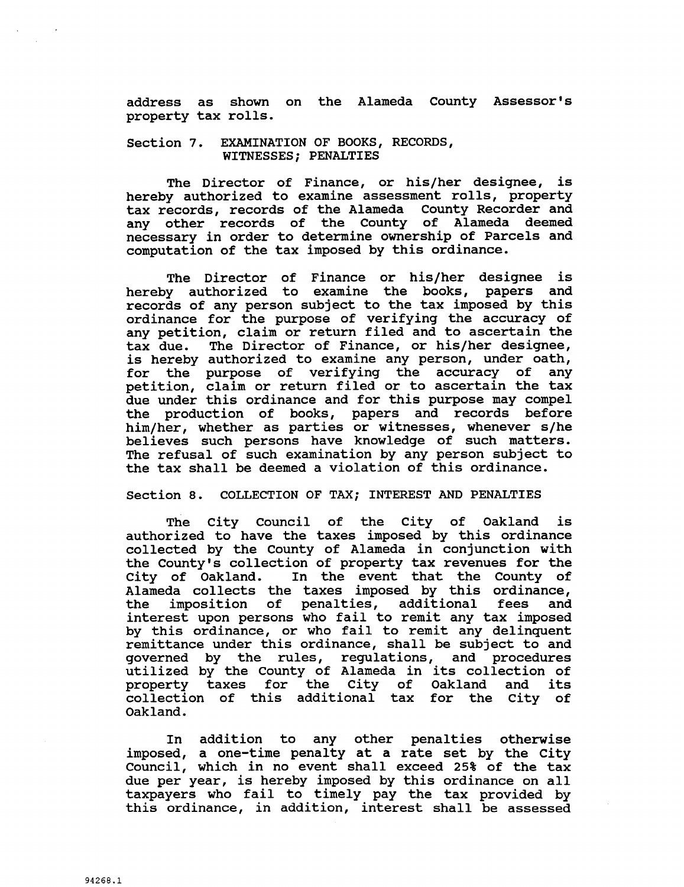address as shown on the Alameda County Assessor's property tax rolls.

## Section 7. EXAMINATION OF BOOKS, RECORDS, WITNESSES; PENALTIES

The Director of Finance, or his/her designee, is hereby authorized to examine assessment rolls, property tax records, records of the Alameda County Recorder and any other records of the County of Alameda deemed necessary in order to determine ownership of Parcels and computation of the tax imposed by this ordinance.

The Director of Finance or his/her designee is hereby authorized to examine the books, papers and records of any person subject to the tax imposed by this ordinance for the purpose of verifying the accuracy of any petition, claim or return filed and to ascertain the tax due. The Director of Finance, or his/her designee, is hereby authorized to examine any person, under oath, for the purpose of verifying the accuracy of any petition, claim or return filed or to ascertain the tax due under this ordinance and for this purpose may compel the production of books, papers and records before him/her, whether as parties or witnesses, whenever s/he believes such persons have knowledge of such matters. The refusal of such examination by any person subject to the tax shall be deemed a violation of this ordinance.

## Section 8. COLLECTION OF TAX; INTEREST AND PENALTIES

The City Council of the City of Oakland is authorized to have the taxes imposed by this ordinance collected by the County of Alameda in conjunction with the County's collection of property tax revenues for the City of Oakland. In the event that the County of Alameda collects the taxes imposed by this ordinance, the imposition of penalties, additional fees and interest upon persons who fail to remit any tax imposed by this ordinance, or who fail to remit any delinquent remittance under this ordinance, shall be subject to and governed by the rules, regulations, and procedures utilized by the County of Alameda in its collection of property taxes for the City of Oakland and its collection of this additional tax for the City of Oakland.

In addition to any other penalties otherwise imposed, a one-time penalty at a rate set by the City Council, which in no event shall exceed 25% of the tax due per year, is hereby imposed by this ordinance on all taxpayers who fail to timely pay the tax provided by this ordinance, in addition, interest shall be assessed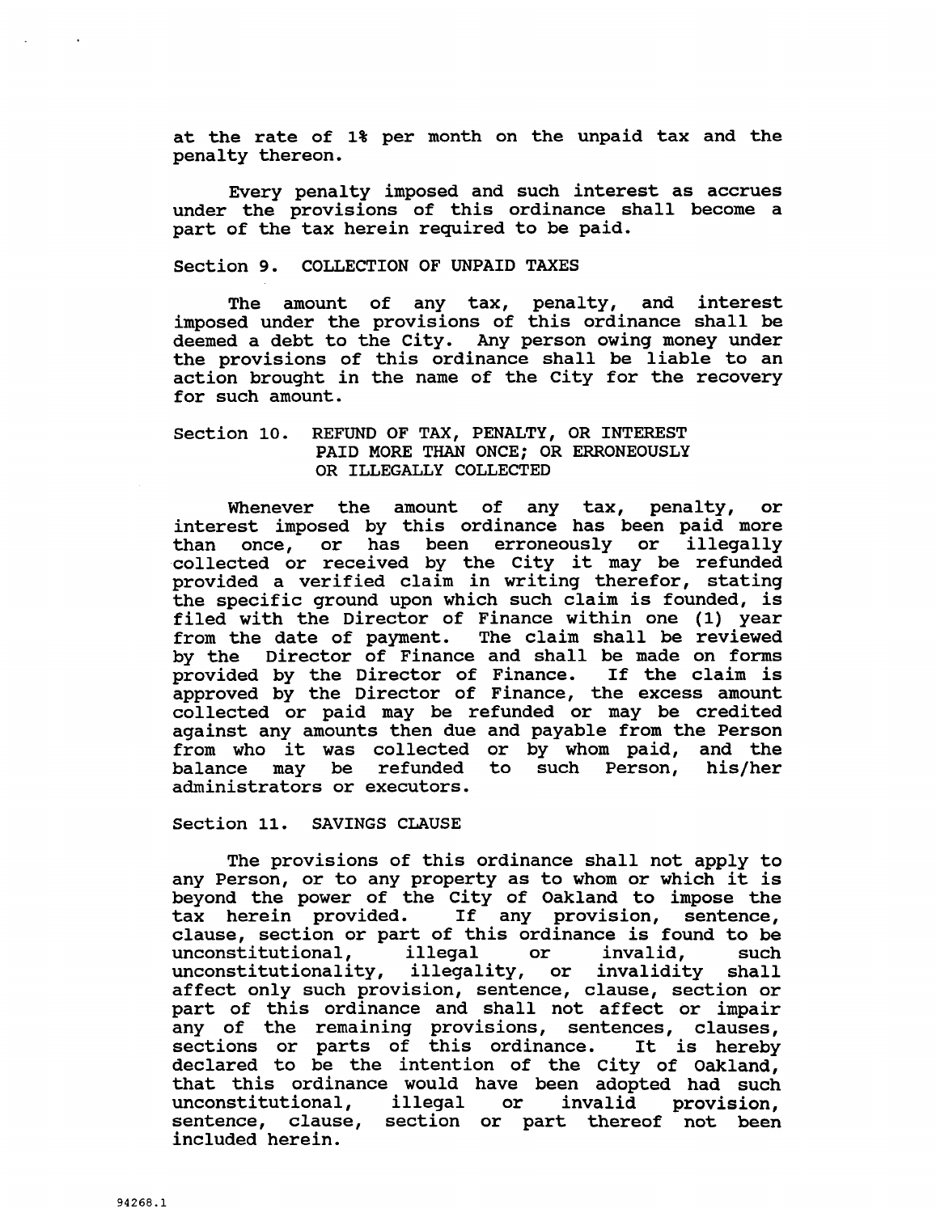at the rate of 1% per month on the unpaid tax and the penalty thereon.

Every penalty imposed and such interest as accrues under the provisions of this ordinance shall become a part of the tax herein required to be paid.

## Section 9. COLLECTION OF UNPAID TAXES

The amount of any tax, penalty, and interest imposed under the provisions of this ordinance shall be deemed a debt to the City. Any person owing money under the provisions of this ordinance shall be liable to an action brought in the name of the City for the recovery for such amount.

## Section 10. REFUND OF TAX, PENALTY, OR INTEREST PAID MORE THAN ONCE; OR ERRONEOUSLY OR ILLEGALLY COLLECTED

Whenever the amount of any tax, penalty, or interest imposed by this ordinance has been paid more than once, or has been erroneously or illegally collected or received by the City it may be refunded provided a verified claim in writing therefor, stating the specific ground upon which such claim is founded, is filed with the Director of Finance within one (1) year from the date of payment. The claim shall be reviewed by the Director of Finance and shall be made on forms provided by the Director of Finance. If the claim is approved by the Director of Finance, the excess amount collected or paid may be refunded or may be credited against any amounts then due and payable from the Person from who it was collected or by whom paid, and the balance may be refunded to such Person, his/her administrators or executors.

## Section 11. SAVINGS CLAUSE

The provisions of this ordinance shall not apply to any Person, or to any property as to whom or which it is beyond the power of the City of Oakland to impose the tax herein provided. If any provision, sentence, clause, section or part of this ordinance is found to be unconstitutional, illegal or invalid, such unconstitutionality, illegality, or invalidity shall affect only such provision, sentence, clause, section or part of this ordinance and shall not affect or impair any of the remaining provisions, sentences, clauses, sections or parts of this ordinance. It is hereby declared to be the intention of the City of Oakland, that this ordinance would have been adopted had such unconstitutional, illegal or invalid provision, sentence, clause, section or part thereof not been included herein.

94268.1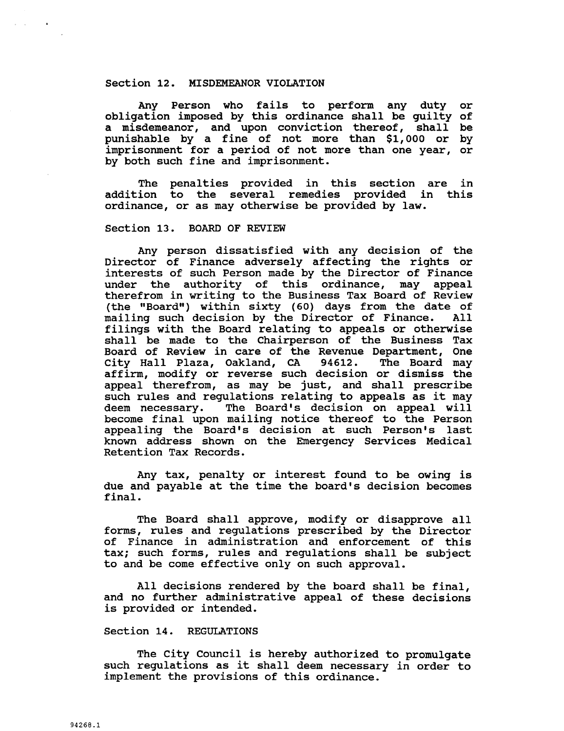## Section 12. MISDEMEANOR VIOLATION

Any Person who fails to perform any duty or obligation imposed by this ordinance shall be guilty of a misdemeanor, and upon conviction thereof, shall be punishable by a fine of not more than $1,000 or by imprisonment for a period of not more than one year, or by both such fine and imprisonment.

The penalties provided in this section are in addition to the several remedies provided in this ordinance, or as may otherwise be provided by law.

## Section 13. BOARD OF REVIEW

Any person dissatisfied with any decision of the Director of Finance adversely affecting the rights or interests of such Person made by the Director of Finance under the authority of this ordinance, may appeal therefrom in writing to the Business Tax Board of Review (the "Board") within sixty (60) days from the date of mailing such decision by the Director of Finance. All filings with the Board relating to appeals or otherwise shall be made to the Chairperson of the Business Tax Board of Review in care of the Revenue Department, One City Hall Plaza, Oakland, CA 94612. The Board may affirm, modify or reverse such decision or dismiss the appeal therefrom, as may be just, and shall prescribe such rules and regulations relating to appeals as it may deem necessary. The Board's decision on appeal will become final upon mailing notice thereof to the Person appealing the Board's decision at such Person's last known address shown on the Emergency Services Medical Retention Tax Records.

Any tax, penalty or interest found to be owing is due and payable at the time the board's decision becomes final.

The Board shall approve, modify or disapprove all forms, rules and regulations prescribed by the Director of Finance in administration and enforcement of this tax; such forms, rules and regulations shall be subject to and be come effective only on such approval.

All decisions rendered by the board shall be final, and no further administrative appeal of these decisions is provided or intended.

## Section 14. REGULATIONS

The City Council is hereby authorized to promulgate such regulations as it shall deem necessary in order to implement the provisions of this ordinance.

94268.1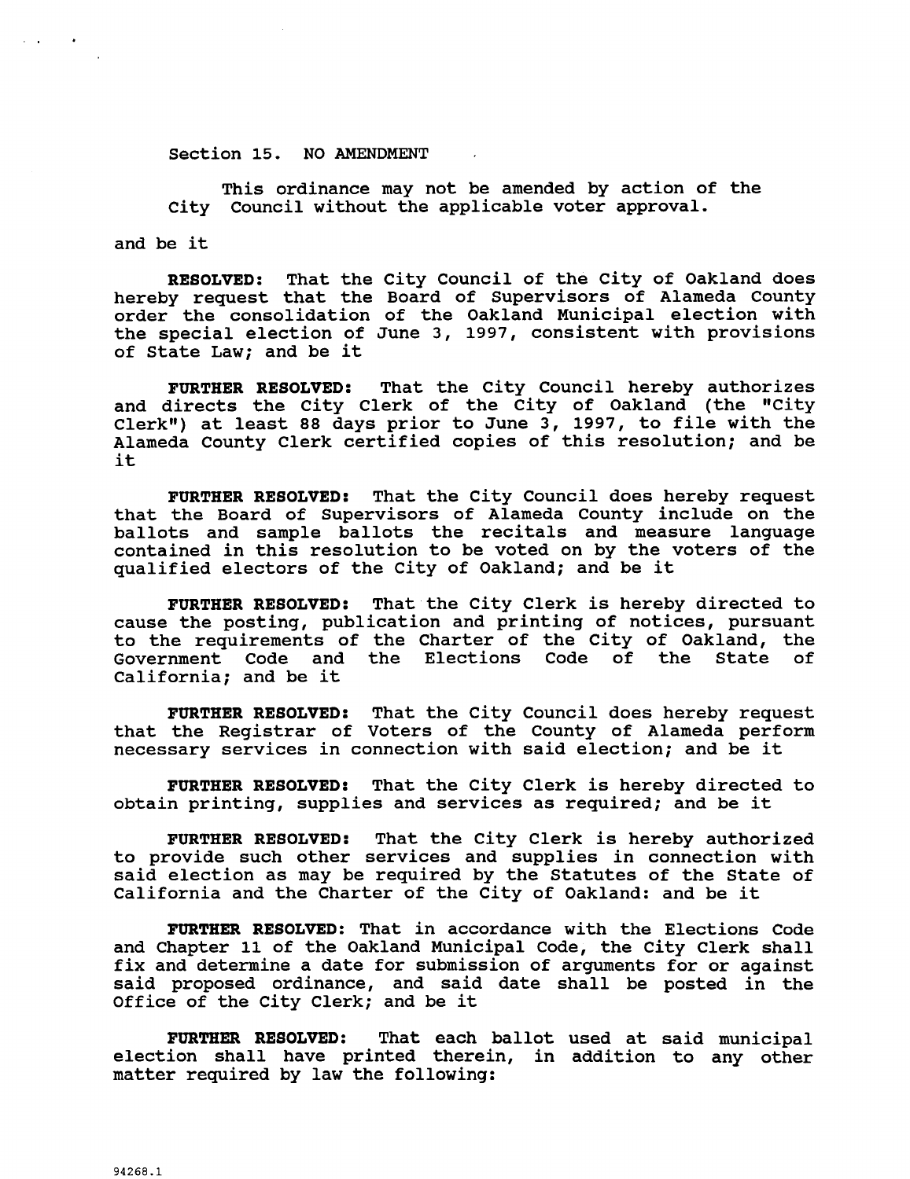Section 15. NO AMENDMENT

This ordinance may not be amended by action of the City Council without the applicable voter approval.

and be it

**RESOLVED:** That the City Council of the City of Oakland does hereby request that the Board of Supervisors of Alameda County order the consolidation of the Oakland Municipal election with the special election of June 3, 1997, consistent with provisions of State Law; and be it

**FURTHER RESOLVED:** That the City Council hereby authorizes and directs the City Clerk of the City of Oakland (the "City Clerk") at least 88 days prior to June 3, 1997, to file with the Alameda County Clerk certified copies of this resolution; and be it

**FURTHER RESOLVED:** That the City Council does hereby request that the Board of Supervisors of Alameda County include on the ballots and sample ballots the recitals and measure language contained in this resolution to be voted on by the voters of the qualified electors of the City of Oakland; and be it

**FURTHER RESOLVED:** That the City Clerk is hereby directed to cause the posting, publication and printing of notices, pursuant to the requirements of the Charter of the City of Oakland, the Government Code and the Elections Code of the State of California; and be it

**FURTHER RESOLVED:** That the City Council does hereby request that the Registrar of Voters of the County of Alameda perform necessary services in connection with said election; and be it

**FURTHER RESOLVED:** That the City Clerk is hereby directed to obtain printing, supplies and services as required; and be it

**FURTHER RESOLVED:** That the City Clerk is hereby authorized to provide such other services and supplies in connection with said election as may be required by the Statutes of the State of California and the Charter of the City of Oakland: and be it

**FURTHER RESOLVED:** That in accordance with the Elections Code and Chapter 11 of the Oakland Municipal Code, the City Clerk shall fix and determine a date for submission of arguments for or against said proposed ordinance, and said date shall be posted in the Office of the City Clerk; and be it

**FURTHER RESOLVED:** That each ballot used at said municipal election shall have printed therein, in addition to any other matter required by law the following:

94268.1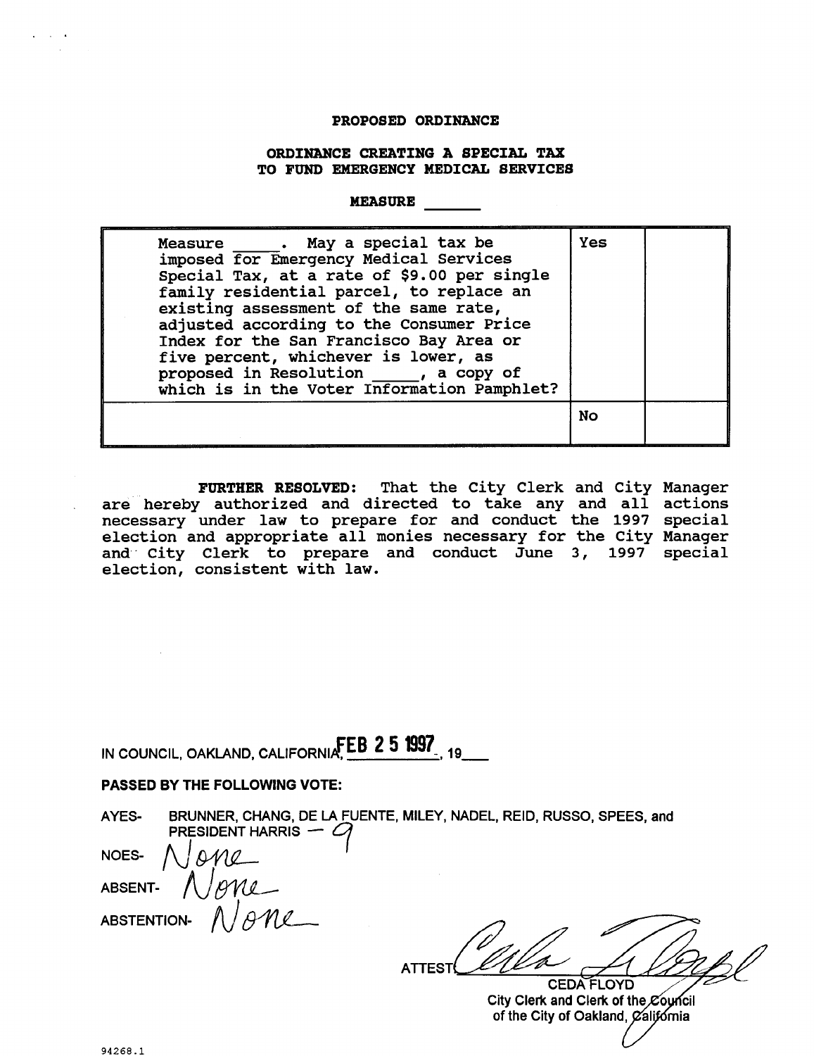**PROPOSED ORDINANCE**

**ORDINANCE CREATING A SPECIAL TAX TO FUND EMERGENCY MEDICAL SERVICES**

**MEASURE ______**

| | | |
|---|---|---|
| Measure _____. May a special tax be imposed for Emergency Medical Services Special Tax, at a rate of $9.00 per single family residential parcel, to replace an existing assessment of the same rate, adjusted according to the Consumer Price Index for the San Francisco Bay Area or five percent, whichever is lower, as proposed in Resolution _____, a copy of which is in the Voter Information Pamphlet? | Yes | |
| | No | |

**FURTHER RESOLVED:** That the City Clerk and City Manager are hereby authorized and directed to take any and all actions necessary under law to prepare for and conduct the 1997 special election and appropriate all monies necessary for the City Manager and City Clerk to prepare and conduct June 3, 1997 special election, consistent with law.

IN COUNCIL, OAKLAND, CALIFORNIA, FEB 25 1997, 19___

**PASSED BY THE FOLLOWING VOTE:**

AYES- BRUNNER, CHANG, DE LA FUENTE, MILEY, NADEL, REID, RUSSO, SPEES, and PRESIDENT HARRIS — 9

NOES- None

ABSENT- None

ABSTENTION- None

ATTEST: [signature]

CEDA FLOYD
City Clerk and Clerk of the Council
of the City of Oakland, California

94268.1